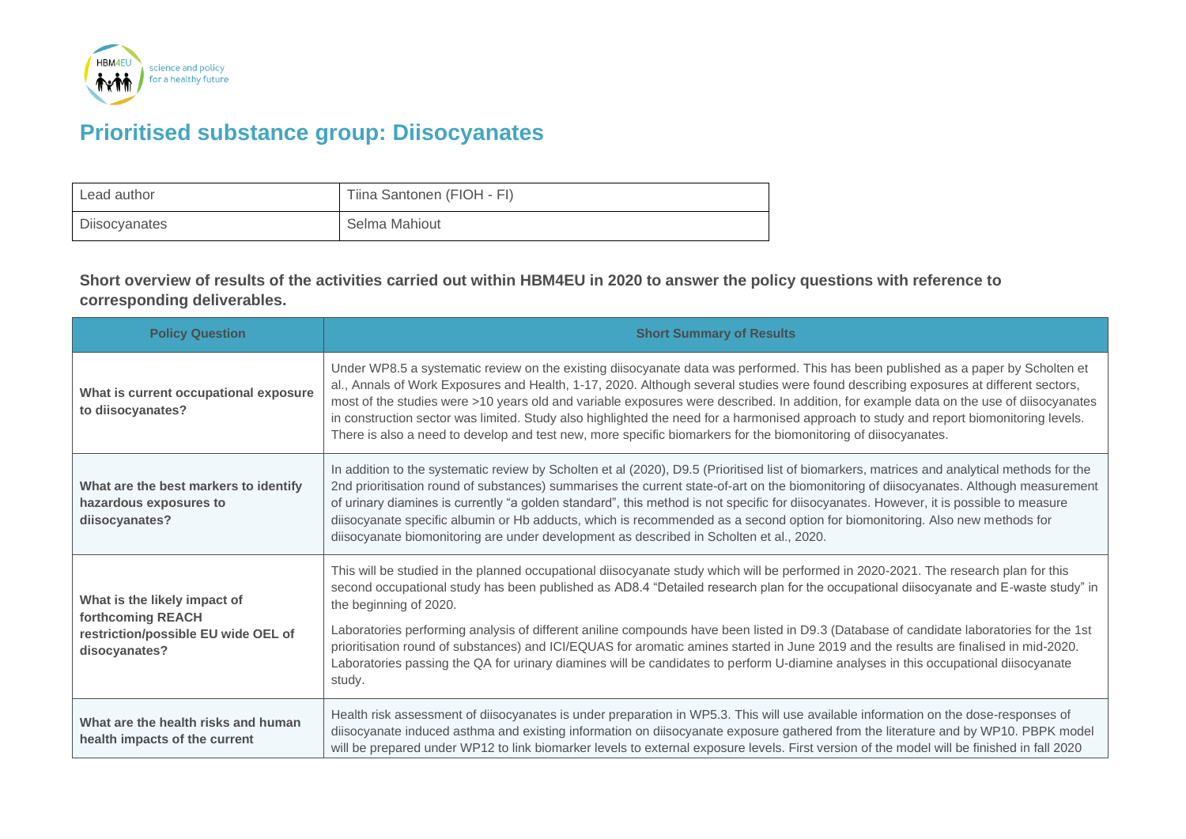# Prioritised substance group: Diisocyanates

| Lead author | Tiina Santonen (FIOH - FI) |
|---|---|
| Diisocyanates | Selma Mahiout |

**Short overview of results of the activities carried out within HBM4EU in 2020 to answer the policy questions with reference to corresponding deliverables.**

| Policy Question | Short Summary of Results |
|---|---|
| **What is current occupational exposure to diisocyanates?** | Under WP8.5 a systematic review on the existing diisocyanate data was performed. This has been published as a paper by Scholten et al., Annals of Work Exposures and Health, 1-17, 2020. Although several studies were found describing exposures at different sectors, most of the studies were >10 years old and variable exposures were described. In addition, for example data on the use of diisocyanates in construction sector was limited. Study also highlighted the need for a harmonised approach to study and report biomonitoring levels. There is also a need to develop and test new, more specific biomarkers for the biomonitoring of diisocyanates. |
| **What are the best markers to identify hazardous exposures to diisocyanates?** | In addition to the systematic review by Scholten et al (2020), D9.5 (Prioritised list of biomarkers, matrices and analytical methods for the 2nd prioritisation round of substances) summarises the current state-of-art on the biomonitoring of diisocyanates. Although measurement of urinary diamines is currently "a golden standard", this method is not specific for diisocyanates. However, it is possible to measure diisocyanate specific albumin or Hb adducts, which is recommended as a second option for biomonitoring. Also new methods for diisocyanate biomonitoring are under development as described in Scholten et al., 2020. |
| **What is the likely impact of forthcoming REACH restriction/possible EU wide OEL of disocyanates?** | This will be studied in the planned occupational diisocyanate study which will be performed in 2020-2021. The research plan for this second occupational study has been published as AD8.4 "Detailed research plan for the occupational diisocyanate and E-waste study" in the beginning of 2020.<br><br>Laboratories performing analysis of different aniline compounds have been listed in D9.3 (Database of candidate laboratories for the 1st prioritisation round of substances) and ICI/EQUAS for aromatic amines started in June 2019 and the results are finalised in mid-2020. Laboratories passing the QA for urinary diamines will be candidates to perform U-diamine analyses in this occupational diisocyanate study. |
| **What are the health risks and human health impacts of the current** | Health risk assessment of diisocyanates is under preparation in WP5.3. This will use available information on the dose-responses of diisocyanate induced asthma and existing information on diisocyanate exposure gathered from the literature and by WP10. PBPK model will be prepared under WP12 to link biomarker levels to external exposure levels. First version of the model will be finished in fall 2020 |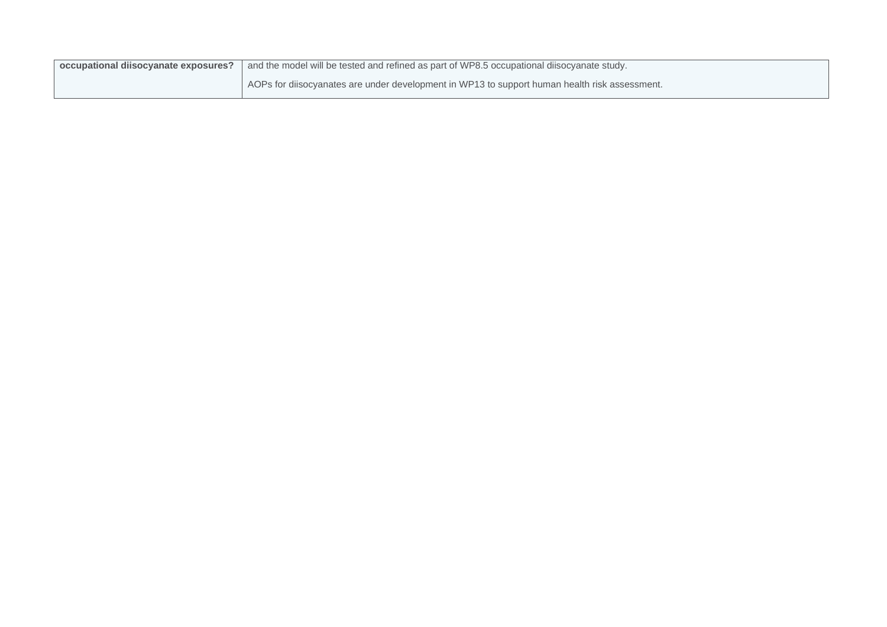| | |
|---|---|
| **occupational diisocyanate exposures?** | and the model will be tested and refined as part of WP8.5 occupational diisocyanate study.<br><br>AOPs for diisocyanates are under development in WP13 to support human health risk assessment. |